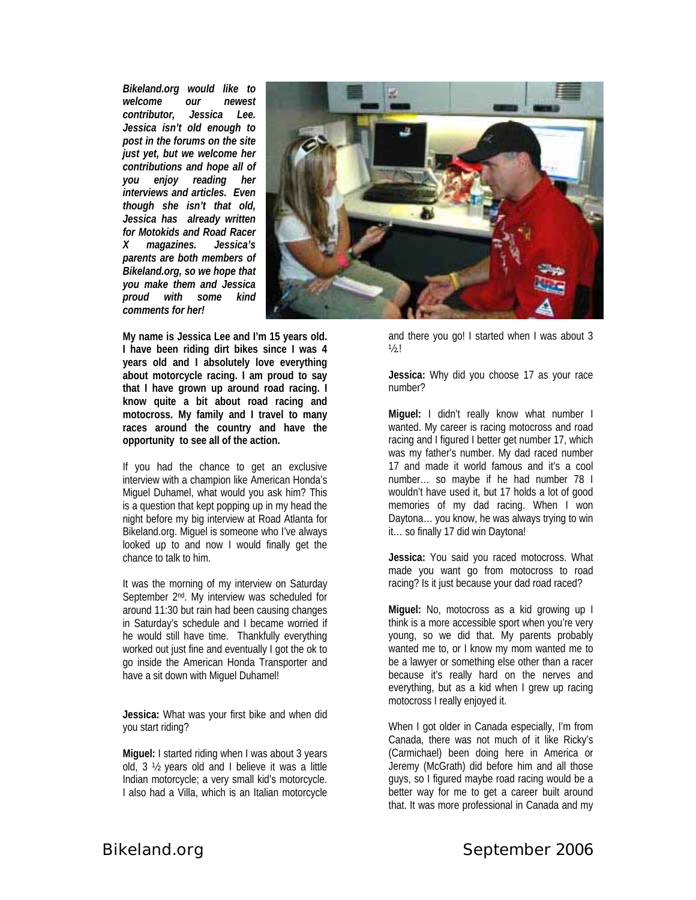***Bikeland.org would like to welcome our newest contributor, Jessica Lee. Jessica isn't old enough to post in the forums on the site just yet, but we welcome her contributions and hope all of you enjoy reading her interviews and articles. Even though she isn't that old, Jessica has already written for Motokids and Road Racer X magazines. Jessica's parents are both members of Bikeland.org, so we hope that you make them and Jessica proud with some kind comments for her!***

**My name is Jessica Lee and I'm 15 years old. I have been riding dirt bikes since I was 4 years old and I absolutely love everything about motorcycle racing. I am proud to say that I have grown up around road racing. I know quite a bit about road racing and motocross. My family and I travel to many races around the country and have the opportunity to see all of the action.**

If you had the chance to get an exclusive interview with a champion like American Honda's Miguel Duhamel, what would you ask him? This is a question that kept popping up in my head the night before my big interview at Road Atlanta for Bikeland.org. Miguel is someone who I've always looked up to and now I would finally get the chance to talk to him.

It was the morning of my interview on Saturday September 2nd. My interview was scheduled for around 11:30 but rain had been causing changes in Saturday's schedule and I became worried if he would still have time. Thankfully everything worked out just fine and eventually I got the ok to go inside the American Honda Transporter and have a sit down with Miguel Duhamel!

**Jessica:** What was your first bike and when did you start riding?

**Miguel:** I started riding when I was about 3 years old, 3 ½ years old and I believe it was a little Indian motorcycle; a very small kid's motorcycle. I also had a Villa, which is an Italian motorcycle and there you go! I started when I was about 3 ½!

**Jessica:** Why did you choose 17 as your race number?

**Miguel:** I didn't really know what number I wanted. My career is racing motocross and road racing and I figured I better get number 17, which was my father's number. My dad raced number 17 and made it world famous and it's a cool number… so maybe if he had number 78 I wouldn't have used it, but 17 holds a lot of good memories of my dad racing. When I won Daytona… you know, he was always trying to win it… so finally 17 did win Daytona!

**Jessica:** You said you raced motocross. What made you want go from motocross to road racing? Is it just because your dad road raced?

**Miguel:** No, motocross as a kid growing up I think is a more accessible sport when you're very young, so we did that. My parents probably wanted me to, or I know my mom wanted me to be a lawyer or something else other than a racer because it's really hard on the nerves and everything, but as a kid when I grew up racing motocross I really enjoyed it.

When I got older in Canada especially, I'm from Canada, there was not much of it like Ricky's (Carmichael) been doing here in America or Jeremy (McGrath) did before him and all those guys, so I figured maybe road racing would be a better way for me to get a career built around that. It was more professional in Canada and my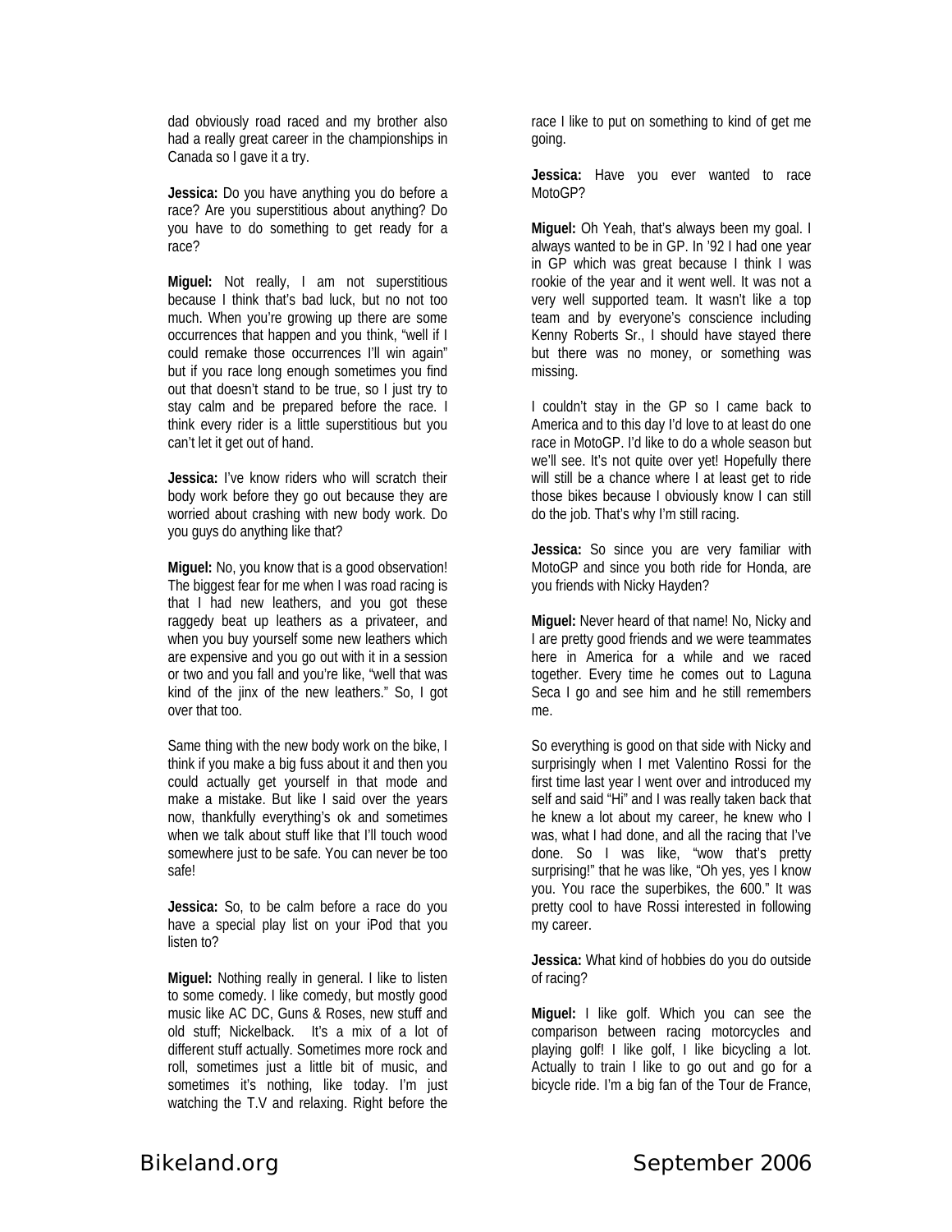dad obviously road raced and my brother also had a really great career in the championships in Canada so I gave it a try.

**Jessica:** Do you have anything you do before a race? Are you superstitious about anything? Do you have to do something to get ready for a race?

**Miguel:** Not really, I am not superstitious because I think that's bad luck, but no not too much. When you're growing up there are some occurrences that happen and you think, "well if I could remake those occurrences I'll win again" but if you race long enough sometimes you find out that doesn't stand to be true, so I just try to stay calm and be prepared before the race. I think every rider is a little superstitious but you can't let it get out of hand.

**Jessica:** I've know riders who will scratch their body work before they go out because they are worried about crashing with new body work. Do you guys do anything like that?

**Miguel:** No, you know that is a good observation! The biggest fear for me when I was road racing is that I had new leathers, and you got these raggedy beat up leathers as a privateer, and when you buy yourself some new leathers which are expensive and you go out with it in a session or two and you fall and you're like, "well that was kind of the jinx of the new leathers." So, I got over that too.

Same thing with the new body work on the bike, I think if you make a big fuss about it and then you could actually get yourself in that mode and make a mistake. But like I said over the years now, thankfully everything's ok and sometimes when we talk about stuff like that I'll touch wood somewhere just to be safe. You can never be too safe!

**Jessica:** So, to be calm before a race do you have a special play list on your iPod that you listen to?

**Miguel:** Nothing really in general. I like to listen to some comedy. I like comedy, but mostly good music like AC DC, Guns & Roses, new stuff and old stuff; Nickelback. It's a mix of a lot of different stuff actually. Sometimes more rock and roll, sometimes just a little bit of music, and sometimes it's nothing, like today. I'm just watching the T.V and relaxing. Right before the race I like to put on something to kind of get me going.

**Jessica:** Have you ever wanted to race MotoGP?

**Miguel:** Oh Yeah, that's always been my goal. I always wanted to be in GP. In '92 I had one year in GP which was great because I think I was rookie of the year and it went well. It was not a very well supported team. It wasn't like a top team and by everyone's conscience including Kenny Roberts Sr., I should have stayed there but there was no money, or something was missing.

I couldn't stay in the GP so I came back to America and to this day I'd love to at least do one race in MotoGP. I'd like to do a whole season but we'll see. It's not quite over yet! Hopefully there will still be a chance where I at least get to ride those bikes because I obviously know I can still do the job. That's why I'm still racing.

**Jessica:** So since you are very familiar with MotoGP and since you both ride for Honda, are you friends with Nicky Hayden?

**Miguel:** Never heard of that name! No, Nicky and I are pretty good friends and we were teammates here in America for a while and we raced together. Every time he comes out to Laguna Seca I go and see him and he still remembers me.

So everything is good on that side with Nicky and surprisingly when I met Valentino Rossi for the first time last year I went over and introduced my self and said "Hi" and I was really taken back that he knew a lot about my career, he knew who I was, what I had done, and all the racing that I've done. So I was like, "wow that's pretty surprising!" that he was like, "Oh yes, yes I know you. You race the superbikes, the 600." It was pretty cool to have Rossi interested in following my career.

**Jessica:** What kind of hobbies do you do outside of racing?

**Miguel:** I like golf. Which you can see the comparison between racing motorcycles and playing golf! I like golf, I like bicycling a lot. Actually to train I like to go out and go for a bicycle ride. I'm a big fan of the Tour de France,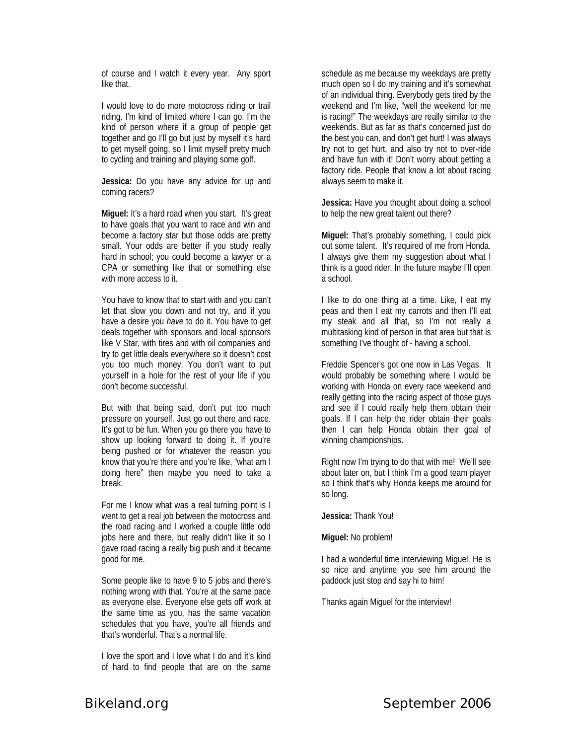of course and I watch it every year. Any sport like that.

I would love to do more motocross riding or trail riding. I'm kind of limited where I can go. I'm the kind of person where if a group of people get together and go I'll go but just by myself it's hard to get myself going, so I limit myself pretty much to cycling and training and playing some golf.

**Jessica:** Do you have any advice for up and coming racers?

**Miguel:** It's a hard road when you start. It's great to have goals that you want to race and win and become a factory star but those odds are pretty small. Your odds are better if you study really hard in school; you could become a lawyer or a CPA or something like that or something else with more access to it.

You have to know that to start with and you can't let that slow you down and not try, and if you have a desire you *have* to do it. You have to get deals together with sponsors and local sponsors like V Star, with tires and with oil companies and try to get little deals everywhere so it doesn't cost you too much money. You don't want to put yourself in a hole for the rest of your life if you don't become successful.

But with that being said, don't put too much pressure on yourself. Just go out there and race. It's got to be fun. When you go there you have to show up looking forward to doing it. If you're being pushed or for whatever the reason you know that you're there and you're like, "what am I doing here" then maybe you need to take a break.

For me I know what was a real turning point is I went to get a real job between the motocross and the road racing and I worked a couple little odd jobs here and there, but really didn't like it so I gave road racing a really big push and it became good for me.

Some people like to have 9 to 5 jobs and there's nothing wrong with that. You're at the same pace as everyone else. Everyone else gets off work at the same time as you, has the same vacation schedules that you have, you're all friends and that's wonderful. That's a normal life.

I love the sport and I love what I do and it's kind of hard to find people that are on the same schedule as me because my weekdays are pretty much open so I do my training and it's somewhat of an individual thing. Everybody gets tired by the weekend and I'm like, "well the weekend for me is racing!" The weekdays are really similar to the weekends. But as far as that's concerned just do the best you can, and don't get hurt! I was always try not to get hurt, and also try not to over-ride and have fun with it! Don't worry about getting a factory ride. People that know a lot about racing always seem to make it.

**Jessica:** Have you thought about doing a school to help the new great talent out there?

**Miguel:** That's probably something, I could pick out some talent. It's required of me from Honda. I always give them my suggestion about what I think is a good rider. In the future maybe I'll open a school.

I like to do one thing at a time. Like, I eat my peas and then I eat my carrots and then I'll eat my steak and all that, so I'm not really a multitasking kind of person in that area but that is something I've thought of - having a school.

Freddie Spencer's got one now in Las Vegas. It would probably be something where I would be working with Honda on every race weekend and really getting into the racing aspect of those guys and see if I could really help them obtain their goals. If I can help the rider obtain their goals then I can help Honda obtain their goal of winning championships.

Right now I'm trying to do that with me! We'll see about later on, but I think I'm a good team player so I think that's why Honda keeps me around for so long.

**Jessica:** Thank You!

**Miguel:** No problem!

I had a wonderful time interviewing Miguel. He is so nice and anytime you see him around the paddock just stop and say hi to him!

Thanks again Miguel for the interview!